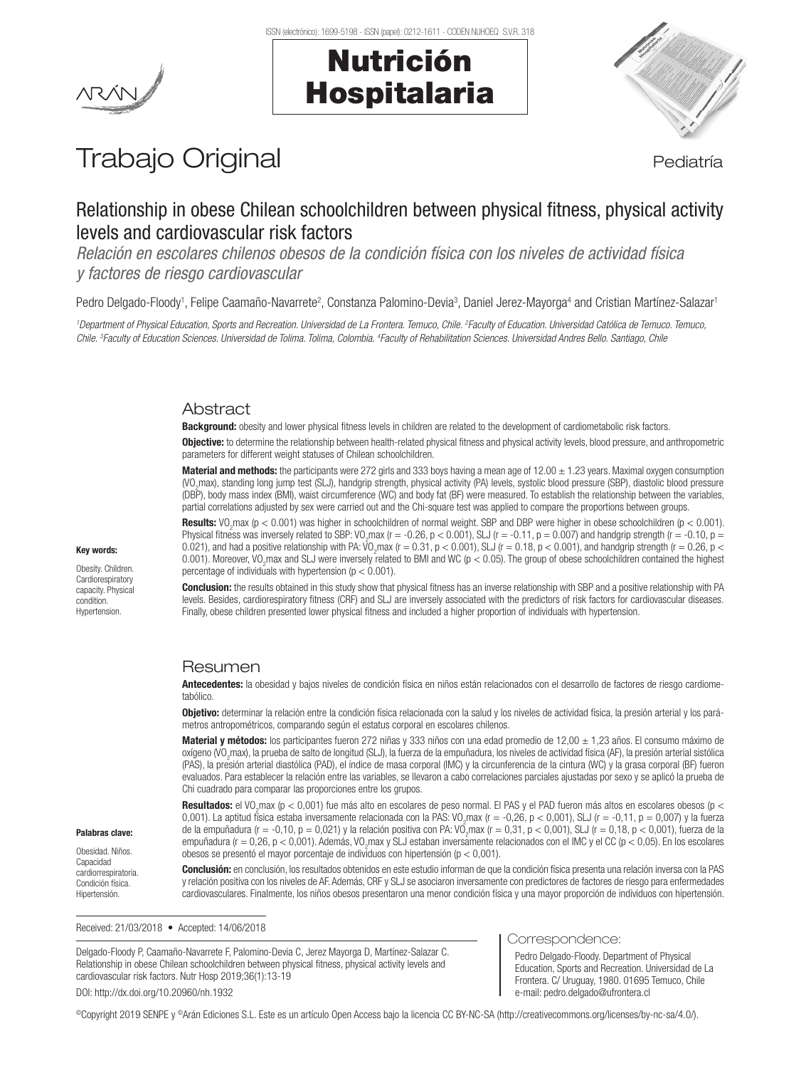Trabajo Original

Pediatría

# Relationship in obese Chilean schoolchildren between physical fitness, physical activity levels and cardiovascular risk factors

*Relación en escolares chilenos obesos de la condición física con los niveles de actividad física y factores de riesgo cardiovascular*

Pedro Delgado-Floody[1], Felipe Caamaño-Navarrete[2], Constanza Palomino-Devia[3], Daniel Jerez-Mayorga[4] and Cristian Martínez-Salazar[1]

[1]*Department of Physical Education, Sports and Recreation. Universidad de La Frontera. Temuco, Chile.* [2]*Faculty of Education. Universidad Católica de Temuco. Temuco, Chile.* [3]*Faculty of Education Sciences. Universidad de Tolima. Tolima, Colombia.* [4]*Faculty of Rehabilitation Sciences. Universidad Andres Bello. Santiago, Chile*

## Abstract

**Background:** obesity and lower physical fitness levels in children are related to the development of cardiometabolic risk factors.

**Objective:** to determine the relationship between health-related physical fitness and physical activity levels, blood pressure, and anthropometric parameters for different weight statuses of Chilean schoolchildren.

**Material and methods:** the participants were 272 girls and 333 boys having a mean age of 12.00 ± 1.23 years. Maximal oxygen consumption ($VO_2$max), standing long jump test (SLJ), handgrip strength, physical activity (PA) levels, systolic blood pressure (SBP), diastolic blood pressure (DBP), body mass index (BMI), waist circumference (WC) and body fat (BF) were measured. To establish the relationship between the variables, partial correlations adjusted by sex were carried out and the Chi-square test was applied to compare the proportions between groups.

**Results:** $VO_2$max ($p < 0.001$) was higher in schoolchildren of normal weight. SBP and DBP were higher in obese schoolchildren ($p < 0.001$). Physical fitness was inversely related to SBP: $VO_2$max ($r = -0.26$, $p < 0.001$), SLJ ($r = -0.11$, $p = 0.007$) and handgrip strength ($r = -0.10$, $p = 0.021$), and had a positive relationship with PA: $VO_2$max ($r = 0.31$, $p < 0.001$), SLJ ($r = 0.18$, $p < 0.001$), and handgrip strength ($r = 0.26$, $p < 0.001$). Moreover, $VO_2$max and SLJ were inversely related to BMI and WC ($p < 0.05$). The group of obese schoolchildren contained the highest percentage of individuals with hypertension ($p < 0.001$).

**Conclusion:** the results obtained in this study show that physical fitness has an inverse relationship with SBP and a positive relationship with PA levels. Besides, cardiorespiratory fitness (CRF) and SLJ are inversely associated with the predictors of risk factors for cardiovascular diseases. Finally, obese children presented lower physical fitness and included a higher proportion of individuals with hypertension.

**Key words:**

Obesity. Children. Cardiorespiratory capacity. Physical condition. Hypertension.

## Resumen

**Antecedentes:** la obesidad y bajos niveles de condición física en niños están relacionados con el desarrollo de factores de riesgo cardiometabólico.

**Objetivo:** determinar la relación entre la condición física relacionada con la salud y los niveles de actividad física, la presión arterial y los parámetros antropométricos, comparando según el estatus corporal en escolares chilenos.

**Material y métodos:** los participantes fueron 272 niñas y 333 niños con una edad promedio de 12,00 ± 1,23 años. El consumo máximo de oxígeno ($VO_2$max), la prueba de salto de longitud (SLJ), la fuerza de la empuñadura, los niveles de actividad física (AF), la presión arterial sistólica (PAS), la presión arterial diastólica (PAD), el índice de masa corporal (IMC) y la circunferencia de la cintura (WC) y la grasa corporal (BF) fueron evaluados. Para establecer la relación entre las variables, se llevaron a cabo correlaciones parciales ajustadas por sexo y se aplicó la prueba de Chi cuadrado para comparar las proporciones entre los grupos.

**Resultados:** el $VO_2$max ($p < 0{,}001$) fue más alto en escolares de peso normal. El PAS y el PAD fueron más altos en escolares obesos ($p < 0{,}001$). La aptitud física estaba inversamente relacionada con la PAS: $VO_2$max ($r = -0{,}26$, $p < 0{,}001$), SLJ ($r = -0{,}11$, $p = 0{,}007$) y la fuerza de la empuñadura ($r = -0{,}10$, $p = 0{,}021$) y la relación positiva con PA: $VO_2$max ($r = 0{,}31$, $p < 0{,}001$), SLJ ($r = 0{,}18$, $p < 0{,}001$), fuerza de la empuñadura ($r = 0{,}26$, $p < 0{,}001$). Además, $VO_2$max y SLJ estaban inversamente relacionados con el IMC y el CC ($p < 0{,}05$). En los escolares obesos se presentó el mayor porcentaje de individuos con hipertensión ($p < 0{,}001$).

**Conclusión:** en conclusión, los resultados obtenidos en este estudio informan de que la condición física presenta una relación inversa con la PAS y relación positiva con los niveles de AF. Además, CRF y SLJ se asociaron inversamente con predictores de factores de riesgo para enfermedades cardiovasculares. Finalmente, los niños obesos presentaron una menor condición física y una mayor proporción de individuos con hipertensión.

**Palabras clave:**

Obesidad. Niños. Capacidad cardiorrespiratoria. Condición física. Hipertensión.

Received: 21/03/2018 • Accepted: 14/06/2018

Delgado-Floody P, Caamaño-Navarrete F, Palomino-Devia C, Jerez Mayorga D, Martínez-Salazar C. Relationship in obese Chilean schoolchildren between physical fitness, physical activity levels and cardiovascular risk factors. Nutr Hosp 2019;36(1):13-19

DOI: http://dx.doi.org/10.20960/nh.1932

Correspondence:

Pedro Delgado-Floody. Department of Physical Education, Sports and Recreation. Universidad de La Frontera. C/ Uruguay, 1980. 01695 Temuco, Chile
e-mail: pedro.delgado@ufrontera.cl

©Copyright 2019 SENPE y ©Arán Ediciones S.L. Este es un artículo Open Access bajo la licencia CC BY-NC-SA (http://creativecommons.org/licenses/by-nc-sa/4.0/).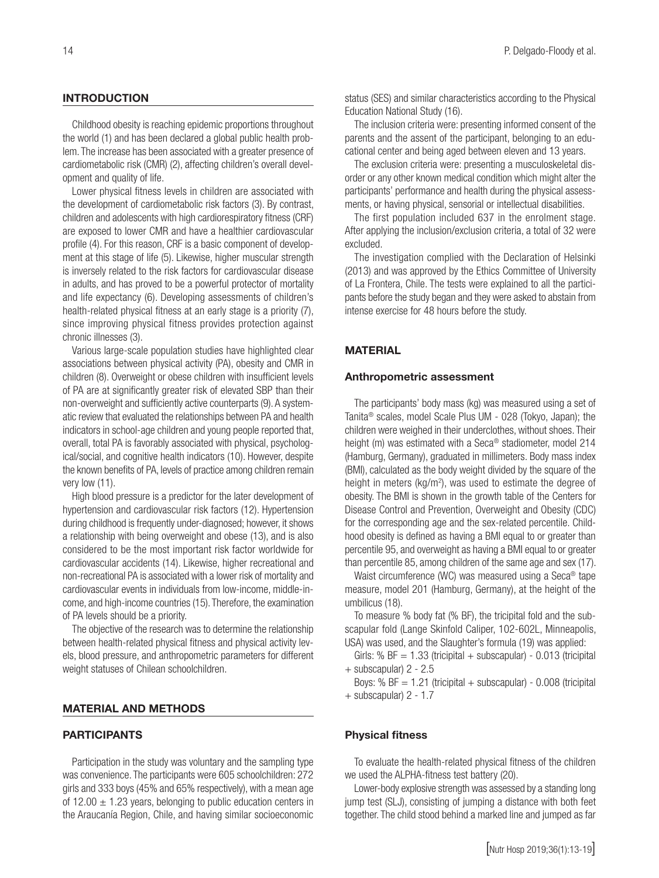## INTRODUCTION

Childhood obesity is reaching epidemic proportions throughout the world (1) and has been declared a global public health problem. The increase has been associated with a greater presence of cardiometabolic risk (CMR) (2), affecting children's overall development and quality of life.

Lower physical fitness levels in children are associated with the development of cardiometabolic risk factors (3). By contrast, children and adolescents with high cardiorespiratory fitness (CRF) are exposed to lower CMR and have a healthier cardiovascular profile (4). For this reason, CRF is a basic component of development at this stage of life (5). Likewise, higher muscular strength is inversely related to the risk factors for cardiovascular disease in adults, and has proved to be a powerful protector of mortality and life expectancy (6). Developing assessments of children's health-related physical fitness at an early stage is a priority (7), since improving physical fitness provides protection against chronic illnesses (3).

Various large-scale population studies have highlighted clear associations between physical activity (PA), obesity and CMR in children (8). Overweight or obese children with insufficient levels of PA are at significantly greater risk of elevated SBP than their non-overweight and sufficiently active counterparts (9). A systematic review that evaluated the relationships between PA and health indicators in school-age children and young people reported that, overall, total PA is favorably associated with physical, psychological/social, and cognitive health indicators (10). However, despite the known benefits of PA, levels of practice among children remain very low (11).

High blood pressure is a predictor for the later development of hypertension and cardiovascular risk factors (12). Hypertension during childhood is frequently under-diagnosed; however, it shows a relationship with being overweight and obese (13), and is also considered to be the most important risk factor worldwide for cardiovascular accidents (14). Likewise, higher recreational and non-recreational PA is associated with a lower risk of mortality and cardiovascular events in individuals from low-income, middle-income, and high-income countries (15). Therefore, the examination of PA levels should be a priority.

The objective of the research was to determine the relationship between health-related physical fitness and physical activity levels, blood pressure, and anthropometric parameters for different weight statuses of Chilean schoolchildren.

## MATERIAL AND METHODS

### PARTICIPANTS

Participation in the study was voluntary and the sampling type was convenience. The participants were 605 schoolchildren: 272 girls and 333 boys (45% and 65% respectively), with a mean age of 12.00 ± 1.23 years, belonging to public education centers in the Araucanía Region, Chile, and having similar socioeconomic status (SES) and similar characteristics according to the Physical Education National Study (16).

The inclusion criteria were: presenting informed consent of the parents and the assent of the participant, belonging to an educational center and being aged between eleven and 13 years.

The exclusion criteria were: presenting a musculoskeletal disorder or any other known medical condition which might alter the participants' performance and health during the physical assessments, or having physical, sensorial or intellectual disabilities.

The first population included 637 in the enrolment stage. After applying the inclusion/exclusion criteria, a total of 32 were excluded.

The investigation complied with the Declaration of Helsinki (2013) and was approved by the Ethics Committee of University of La Frontera, Chile. The tests were explained to all the participants before the study began and they were asked to abstain from intense exercise for 48 hours before the study.

## MATERIAL

### Anthropometric assessment

The participants' body mass (kg) was measured using a set of Tanita® scales, model Scale Plus UM - 028 (Tokyo, Japan); the children were weighed in their underclothes, without shoes. Their height (m) was estimated with a Seca® stadiometer, model 214 (Hamburg, Germany), graduated in millimeters. Body mass index (BMI), calculated as the body weight divided by the square of the height in meters (kg/m$^2$), was used to estimate the degree of obesity. The BMI is shown in the growth table of the Centers for Disease Control and Prevention, Overweight and Obesity (CDC) for the corresponding age and the sex-related percentile. Childhood obesity is defined as having a BMI equal to or greater than percentile 95, and overweight as having a BMI equal to or greater than percentile 85, among children of the same age and sex (17).

Waist circumference (WC) was measured using a Seca® tape measure, model 201 (Hamburg, Germany), at the height of the umbilicus (18).

To measure % body fat (% BF), the tricipital fold and the subscapular fold (Lange Skinfold Caliper, 102-602L, Minneapolis, USA) was used, and the Slaughter's formula (19) was applied:

Girls: % BF = 1.33 (tricipital + subscapular) - 0.013 (tricipital + subscapular) 2 - 2.5

Boys: % BF = 1.21 (tricipital + subscapular) - 0.008 (tricipital + subscapular) 2 - 1.7

### Physical fitness

To evaluate the health-related physical fitness of the children we used the ALPHA-fitness test battery (20).

Lower-body explosive strength was assessed by a standing long jump test (SLJ), consisting of jumping a distance with both feet together. The child stood behind a marked line and jumped as far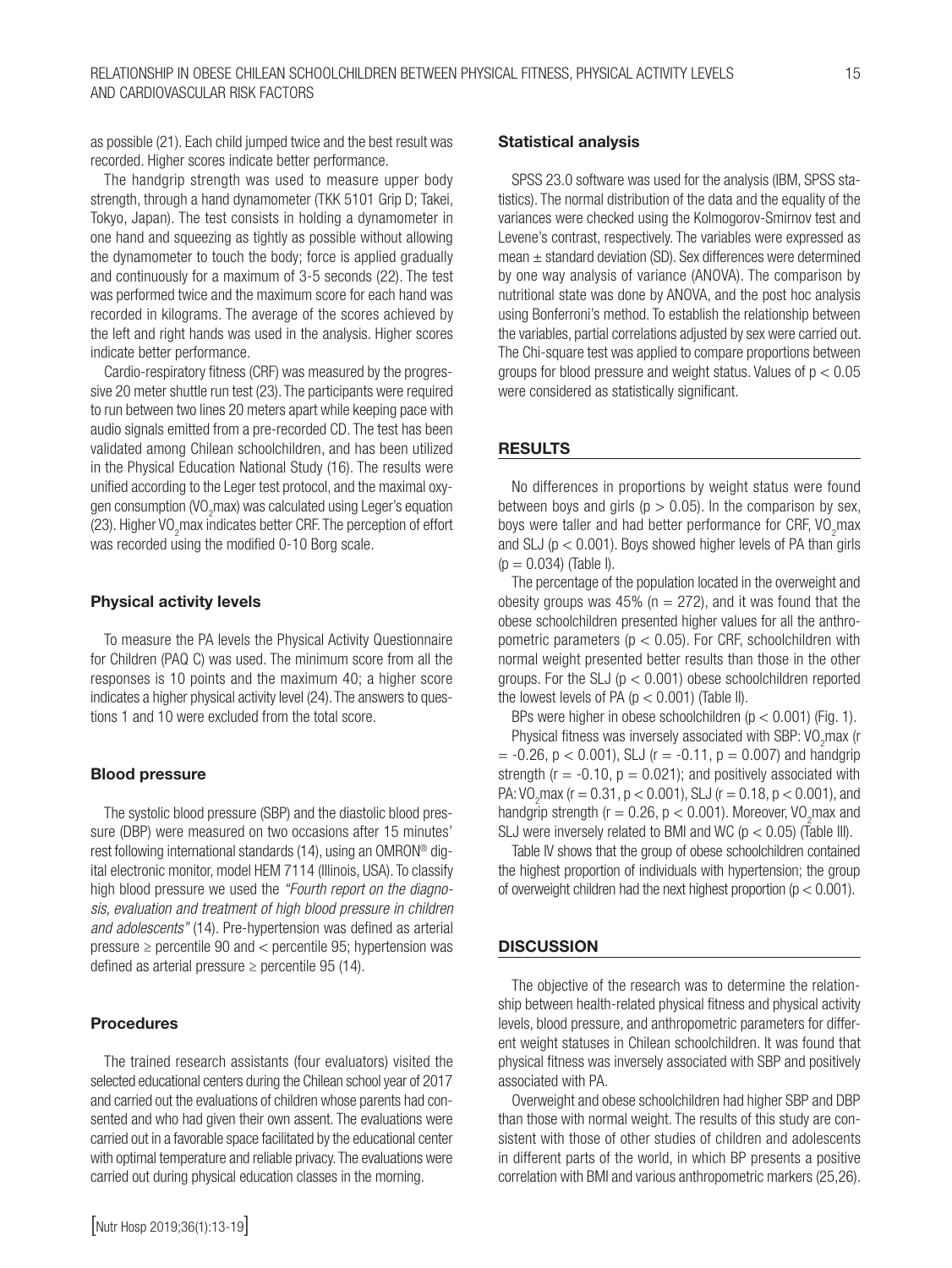as possible (21). Each child jumped twice and the best result was recorded. Higher scores indicate better performance.

The handgrip strength was used to measure upper body strength, through a hand dynamometer (TKK 5101 Grip D; Takei, Tokyo, Japan). The test consists in holding a dynamometer in one hand and squeezing as tightly as possible without allowing the dynamometer to touch the body; force is applied gradually and continuously for a maximum of 3-5 seconds (22). The test was performed twice and the maximum score for each hand was recorded in kilograms. The average of the scores achieved by the left and right hands was used in the analysis. Higher scores indicate better performance.

Cardio-respiratory fitness (CRF) was measured by the progressive 20 meter shuttle run test (23). The participants were required to run between two lines 20 meters apart while keeping pace with audio signals emitted from a pre-recorded CD. The test has been validated among Chilean schoolchildren, and has been utilized in the Physical Education National Study (16). The results were unified according to the Leger test protocol, and the maximal oxygen consumption ($VO_2$max) was calculated using Leger's equation (23). Higher $VO_2$max indicates better CRF. The perception of effort was recorded using the modified 0-10 Borg scale.

#### Physical activity levels

To measure the PA levels the Physical Activity Questionnaire for Children (PAQ C) was used. The minimum score from all the responses is 10 points and the maximum 40; a higher score indicates a higher physical activity level (24). The answers to questions 1 and 10 were excluded from the total score.

#### Blood pressure

The systolic blood pressure (SBP) and the diastolic blood pressure (DBP) were measured on two occasions after 15 minutes' rest following international standards (14), using an OMRON® digital electronic monitor, model HEM 7114 (Illinois, USA). To classify high blood pressure we used the *"Fourth report on the diagnosis, evaluation and treatment of high blood pressure in children and adolescents"* (14). Pre-hypertension was defined as arterial pressure ≥ percentile 90 and < percentile 95; hypertension was defined as arterial pressure ≥ percentile 95 (14).

#### Procedures

The trained research assistants (four evaluators) visited the selected educational centers during the Chilean school year of 2017 and carried out the evaluations of children whose parents had consented and who had given their own assent. The evaluations were carried out in a favorable space facilitated by the educational center with optimal temperature and reliable privacy. The evaluations were carried out during physical education classes in the morning.

#### Statistical analysis

SPSS 23.0 software was used for the analysis (IBM, SPSS statistics). The normal distribution of the data and the equality of the variances were checked using the Kolmogorov-Smirnov test and Levene's contrast, respectively. The variables were expressed as mean ± standard deviation (SD). Sex differences were determined by one way analysis of variance (ANOVA). The comparison by nutritional state was done by ANOVA, and the post hoc analysis using Bonferroni's method. To establish the relationship between the variables, partial correlations adjusted by sex were carried out. The Chi-square test was applied to compare proportions between groups for blood pressure and weight status. Values of $p < 0.05$ were considered as statistically significant.

## RESULTS

No differences in proportions by weight status were found between boys and girls ($p > 0.05$). In the comparison by sex, boys were taller and had better performance for CRF, $VO_2$max and SLJ ($p < 0.001$). Boys showed higher levels of PA than girls ($p = 0.034$) (Table I).

The percentage of the population located in the overweight and obesity groups was 45% ($n = 272$), and it was found that the obese schoolchildren presented higher values for all the anthropometric parameters ($p < 0.05$). For CRF, schoolchildren with normal weight presented better results than those in the other groups. For the SLJ ($p < 0.001$) obese schoolchildren reported the lowest levels of PA ($p < 0.001$) (Table II).

BPs were higher in obese schoolchildren ($p < 0.001$) (Fig. 1).

Physical fitness was inversely associated with SBP: $VO_2$max ($r = -0.26$, $p < 0.001$), SLJ ($r = -0.11$, $p = 0.007$) and handgrip strength ($r = -0.10$, $p = 0.021$); and positively associated with PA: $VO_2$max ($r = 0.31$, $p < 0.001$), SLJ ($r = 0.18$, $p < 0.001$), and handgrip strength ($r = 0.26$, $p < 0.001$). Moreover, $VO_2$max and SLJ were inversely related to BMI and WC ($p < 0.05$) (Table III).

Table IV shows that the group of obese schoolchildren contained the highest proportion of individuals with hypertension; the group of overweight children had the next highest proportion ($p < 0.001$).

## DISCUSSION

The objective of the research was to determine the relationship between health-related physical fitness and physical activity levels, blood pressure, and anthropometric parameters for different weight statuses in Chilean schoolchildren. It was found that physical fitness was inversely associated with SBP and positively associated with PA.

Overweight and obese schoolchildren had higher SBP and DBP than those with normal weight. The results of this study are consistent with those of other studies of children and adolescents in different parts of the world, in which BP presents a positive correlation with BMI and various anthropometric markers (25,26).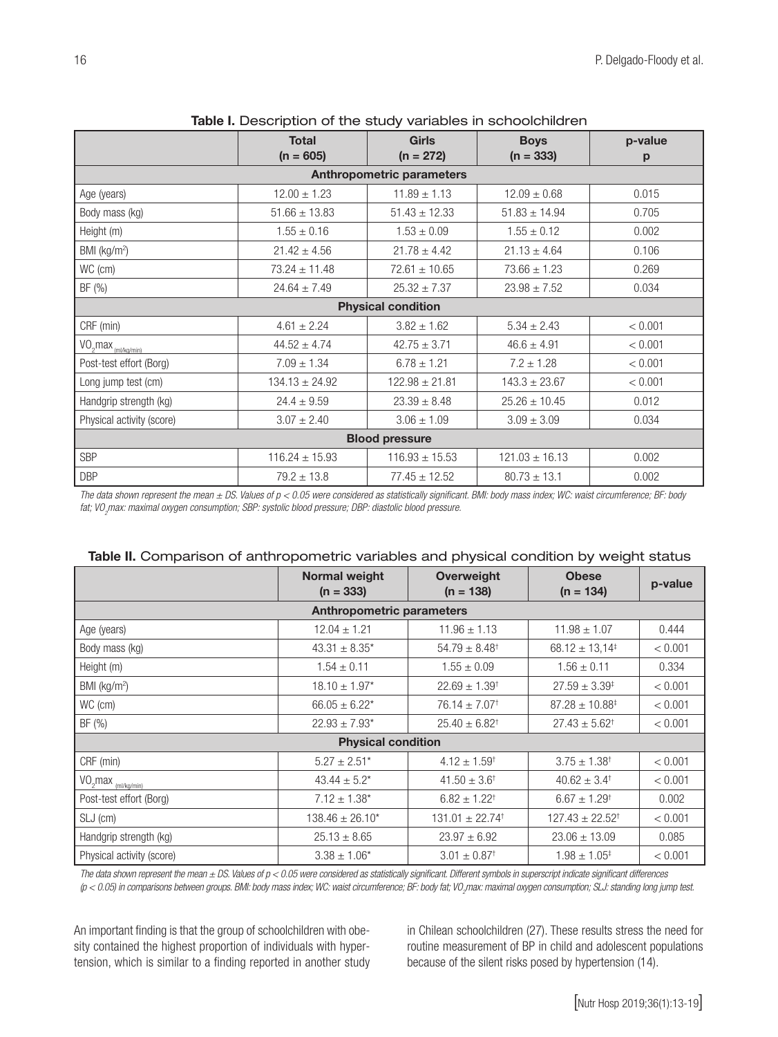**Table I.** Description of the study variables in schoolchildren

| | Total (n = 605) | Girls (n = 272) | Boys (n = 333) | p-value p |
|---|---|---|---|---|
| **Anthropometric parameters** | | | | |
| Age (years) | 12.00 ± 1.23 | 11.89 ± 1.13 | 12.09 ± 0.68 | 0.015 |
| Body mass (kg) | 51.66 ± 13.83 | 51.43 ± 12.33 | 51.83 ± 14.94 | 0.705 |
| Height (m) | 1.55 ± 0.16 | 1.53 ± 0.09 | 1.55 ± 0.12 | 0.002 |
| BMI ($kg/m^2$) | 21.42 ± 4.56 | 21.78 ± 4.42 | 21.13 ± 4.64 | 0.106 |
| WC (cm) | 73.24 ± 11.48 | 72.61 ± 10.65 | 73.66 ± 1.23 | 0.269 |
| BF (%) | 24.64 ± 7.49 | 25.32 ± 7.37 | 23.98 ± 7.52 | 0.034 |
| **Physical condition** | | | | |
| CRF (min) | 4.61 ± 2.24 | 3.82 ± 1.62 | 5.34 ± 2.43 | < 0.001 |
| $VO_2max_{(ml/kg/min)}$ | 44.52 ± 4.74 | 42.75 ± 3.71 | 46.6 ± 4.91 | < 0.001 |
| Post-test effort (Borg) | 7.09 ± 1.34 | 6.78 ± 1.21 | 7.2 ± 1.28 | < 0.001 |
| Long jump test (cm) | 134.13 ± 24.92 | 122.98 ± 21.81 | 143.3 ± 23.67 | < 0.001 |
| Handgrip strength (kg) | 24.4 ± 9.59 | 23.39 ± 8.48 | 25.26 ± 10.45 | 0.012 |
| Physical activity (score) | 3.07 ± 2.40 | 3.06 ± 1.09 | 3.09 ± 3.09 | 0.034 |
| **Blood pressure** | | | | |
| SBP | 116.24 ± 15.93 | 116.93 ± 15.53 | 121.03 ± 16.13 | 0.002 |
| DBP | 79.2 ± 13.8 | 77.45 ± 12.52 | 80.73 ± 13.1 | 0.002 |

*The data shown represent the mean ± DS. Values of $p < 0.05$ were considered as statistically significant. BMI: body mass index; WC: waist circumference; BF: body fat; $VO_2max$: maximal oxygen consumption; SBP: systolic blood pressure; DBP: diastolic blood pressure.*

**Table II.** Comparison of anthropometric variables and physical condition by weight status

| | Normal weight (n = 333) | Overweight (n = 138) | Obese (n = 134) | p-value |
|---|---|---|---|---|
| **Anthropometric parameters** | | | | |
| Age (years) | 12.04 ± 1.21 | 11.96 ± 1.13 | 11.98 ± 1.07 | 0.444 |
| Body mass (kg) | 43.31 ± 8.35* | 54.79 ± 8.48† | 68.12 ± 13,14‡ | < 0.001 |
| Height (m) | 1.54 ± 0.11 | 1.55 ± 0.09 | 1.56 ± 0.11 | 0.334 |
| BMI ($kg/m^2$) | 18.10 ± 1.97* | 22.69 ± 1.39† | 27.59 ± 3.39‡ | < 0.001 |
| WC (cm) | 66.05 ± 6.22* | 76.14 ± 7.07† | 87.28 ± 10.88‡ | < 0.001 |
| BF (%) | 22.93 ± 7.93* | 25.40 ± 6.82† | 27.43 ± 5.62† | < 0.001 |
| **Physical condition** | | | | |
| CRF (min) | 5.27 ± 2.51* | 4.12 ± 1.59† | 3.75 ± 1.38† | < 0.001 |
| $VO_2max_{(ml/kg/min)}$ | 43.44 ± 5.2* | 41.50 ± 3.6† | 40.62 ± 3.4† | < 0.001 |
| Post-test effort (Borg) | 7.12 ± 1.38* | 6.82 ± 1.22† | 6.67 ± 1.29† | 0.002 |
| SLJ (cm) | 138.46 ± 26.10* | 131.01 ± 22.74† | 127.43 ± 22.52† | < 0.001 |
| Handgrip strength (kg) | 25.13 ± 8.65 | 23.97 ± 6.92 | 23.06 ± 13.09 | 0.085 |
| Physical activity (score) | 3.38 ± 1.06* | 3.01 ± 0.87† | 1.98 ± 1.05‡ | < 0.001 |

*The data shown represent the mean ± DS. Values of $p < 0.05$ were considered as statistically significant. Different symbols in superscript indicate significant differences ($p < 0.05$) in comparisons between groups. BMI: body mass index; WC: waist circumference; BF: body fat; $VO_2max$: maximal oxygen consumption; SLJ: standing long jump test.*

An important finding is that the group of schoolchildren with obesity contained the highest proportion of individuals with hypertension, which is similar to a finding reported in another study in Chilean schoolchildren (27). These results stress the need for routine measurement of BP in child and adolescent populations because of the silent risks posed by hypertension (14).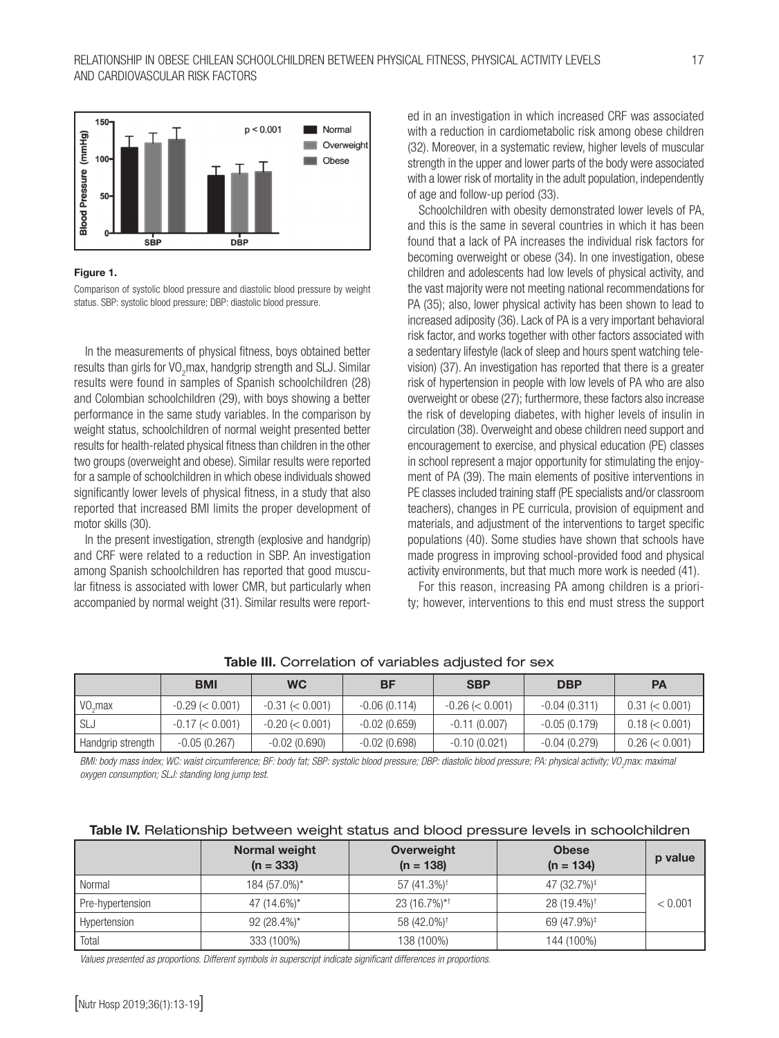**Figure 1.**

Comparison of systolic blood pressure and diastolic blood pressure by weight status. SBP: systolic blood pressure; DBP: diastolic blood pressure.

In the measurements of physical fitness, boys obtained better results than girls for $VO_2$max, handgrip strength and SLJ. Similar results were found in samples of Spanish schoolchildren (28) and Colombian schoolchildren (29), with boys showing a better performance in the same study variables. In the comparison by weight status, schoolchildren of normal weight presented better results for health-related physical fitness than children in the other two groups (overweight and obese). Similar results were reported for a sample of schoolchildren in which obese individuals showed significantly lower levels of physical fitness, in a study that also reported that increased BMI limits the proper development of motor skills (30).

In the present investigation, strength (explosive and handgrip) and CRF were related to a reduction in SBP. An investigation among Spanish schoolchildren has reported that good muscular fitness is associated with lower CMR, but particularly when accompanied by normal weight (31). Similar results were reported in an investigation in which increased CRF was associated with a reduction in cardiometabolic risk among obese children (32). Moreover, in a systematic review, higher levels of muscular strength in the upper and lower parts of the body were associated with a lower risk of mortality in the adult population, independently of age and follow-up period (33).

Schoolchildren with obesity demonstrated lower levels of PA, and this is the same in several countries in which it has been found that a lack of PA increases the individual risk factors for becoming overweight or obese (34). In one investigation, obese children and adolescents had low levels of physical activity, and the vast majority were not meeting national recommendations for PA (35); also, lower physical activity has been shown to lead to increased adiposity (36). Lack of PA is a very important behavioral risk factor, and works together with other factors associated with a sedentary lifestyle (lack of sleep and hours spent watching television) (37). An investigation has reported that there is a greater risk of hypertension in people with low levels of PA who are also overweight or obese (27); furthermore, these factors also increase the risk of developing diabetes, with higher levels of insulin in circulation (38). Overweight and obese children need support and encouragement to exercise, and physical education (PE) classes in school represent a major opportunity for stimulating the enjoyment of PA (39). The main elements of positive interventions in PE classes included training staff (PE specialists and/or classroom teachers), changes in PE curricula, provision of equipment and materials, and adjustment of the interventions to target specific populations (40). Some studies have shown that schools have made progress in improving school-provided food and physical activity environments, but that much more work is needed (41).

For this reason, increasing PA among children is a priority; however, interventions to this end must stress the support

**Table III.** Correlation of variables adjusted for sex

| | BMI | WC | BF | SBP | DBP | PA |
|---|---|---|---|---|---|---|
| $VO_2$max | -0.29 (< 0.001) | -0.31 (< 0.001) | -0.06 (0.114) | -0.26 (< 0.001) | -0.04 (0.311) | 0.31 (< 0.001) |
| SLJ | -0.17 (< 0.001) | -0.20 (< 0.001) | -0.02 (0.659) | -0.11 (0.007) | -0.05 (0.179) | 0.18 (< 0.001) |
| Handgrip strength | -0.05 (0.267) | -0.02 (0.690) | -0.02 (0.698) | -0.10 (0.021) | -0.04 (0.279) | 0.26 (< 0.001) |

*BMI: body mass index; WC: waist circumference; BF: body fat; SBP: systolic blood pressure; DBP: diastolic blood pressure; PA: physical activity; $VO_2$max: maximal oxygen consumption; SLJ: standing long jump test.*

**Table IV.** Relationship between weight status and blood pressure levels in schoolchildren

| | Normal weight (n = 333) | Overweight (n = 138) | Obese (n = 134) | p value |
|---|---|---|---|---|
| Normal | 184 (57.0%)* | 57 (41.3%)† | 47 (32.7%)‡ | < 0.001 |
| Pre-hypertension | 47 (14.6%)* | 23 (16.7%)*† | 28 (19.4%)† | |
| Hypertension | 92 (28.4%)* | 58 (42.0%)† | 69 (47.9%)‡ | |
| Total | 333 (100%) | 138 (100%) | 144 (100%) | |

*Values presented as proportions. Different symbols in superscript indicate significant differences in proportions.*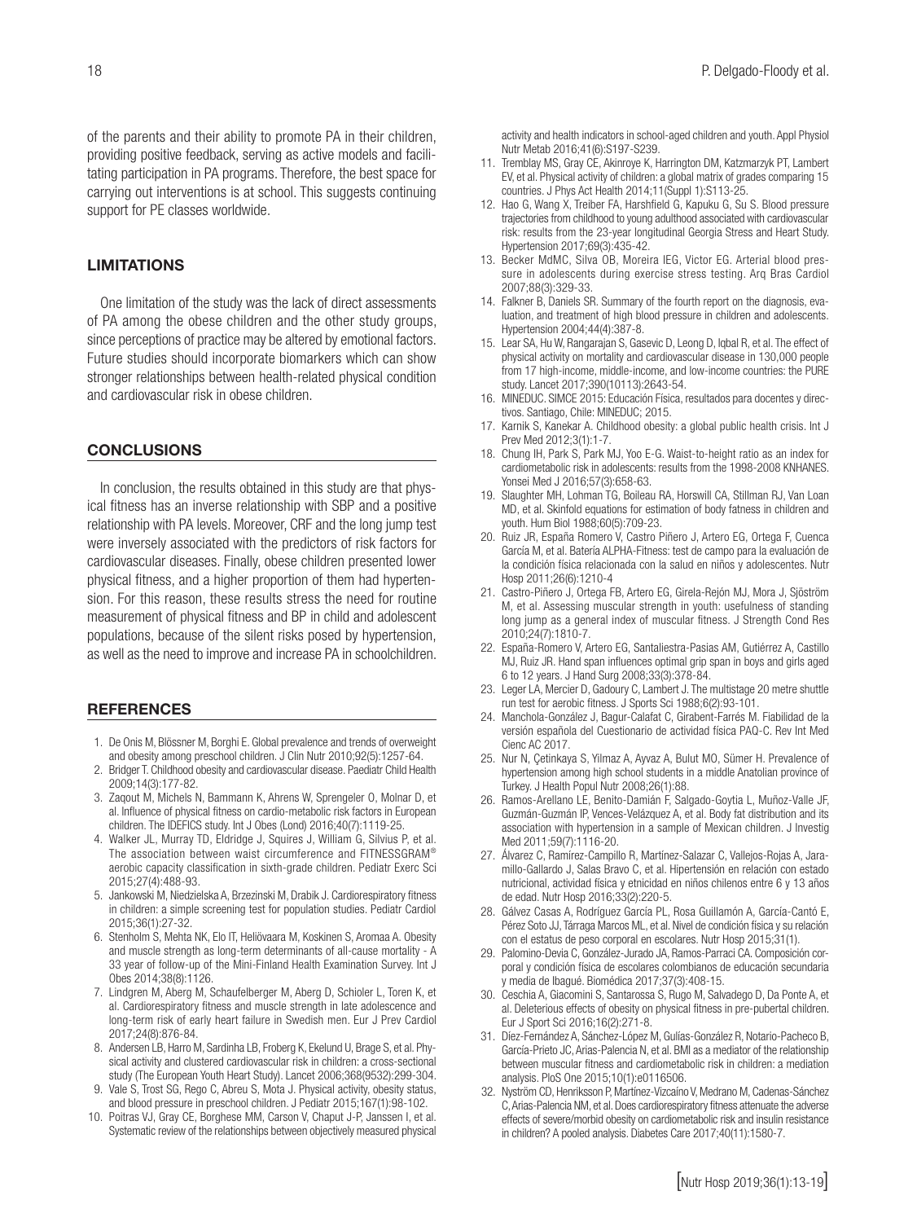of the parents and their ability to promote PA in their children, providing positive feedback, serving as active models and facilitating participation in PA programs. Therefore, the best space for carrying out interventions is at school. This suggests continuing support for PE classes worldwide.

## LIMITATIONS

One limitation of the study was the lack of direct assessments of PA among the obese children and the other study groups, since perceptions of practice may be altered by emotional factors. Future studies should incorporate biomarkers which can show stronger relationships between health-related physical condition and cardiovascular risk in obese children.

## CONCLUSIONS

In conclusion, the results obtained in this study are that physical fitness has an inverse relationship with SBP and a positive relationship with PA levels. Moreover, CRF and the long jump test were inversely associated with the predictors of risk factors for cardiovascular diseases. Finally, obese children presented lower physical fitness, and a higher proportion of them had hypertension. For this reason, these results stress the need for routine measurement of physical fitness and BP in child and adolescent populations, because of the silent risks posed by hypertension, as well as the need to improve and increase PA in schoolchildren.

## REFERENCES

1. De Onis M, Blössner M, Borghi E. Global prevalence and trends of overweight and obesity among preschool children. J Clin Nutr 2010;92(5):1257-64.
2. Bridger T. Childhood obesity and cardiovascular disease. Paediatr Child Health 2009;14(3):177-82.
3. Zaqout M, Michels N, Bammann K, Ahrens W, Sprengeler O, Molnar D, et al. Influence of physical fitness on cardio-metabolic risk factors in European children. The IDEFICS study. Int J Obes (Lond) 2016;40(7):1119-25.
4. Walker JL, Murray TD, Eldridge J, Squires J, William G, Silvius P, et al. The association between waist circumference and FITNESSGRAM® aerobic capacity classification in sixth-grade children. Pediatr Exerc Sci 2015;27(4):488-93.
5. Jankowski M, Niedzielska A, Brzezinski M, Drabik J. Cardiorespiratory fitness in children: a simple screening test for population studies. Pediatr Cardiol 2015;36(1):27-32.
6. Stenholm S, Mehta NK, Elo IT, Heliövaara M, Koskinen S, Aromaa A. Obesity and muscle strength as long-term determinants of all-cause mortality - A 33 year of follow-up of the Mini-Finland Health Examination Survey. Int J Obes 2014;38(8):1126.
7. Lindgren M, Aberg M, Schaufelberger M, Aberg D, Schioler L, Toren K, et al. Cardiorespiratory fitness and muscle strength in late adolescence and long-term risk of early heart failure in Swedish men. Eur J Prev Cardiol 2017;24(8):876-84.
8. Andersen LB, Harro M, Sardinha LB, Froberg K, Ekelund U, Brage S, et al. Physical activity and clustered cardiovascular risk in children: a cross-sectional study (The European Youth Heart Study). Lancet 2006;368(9532):299-304.
9. Vale S, Trost SG, Rego C, Abreu S, Mota J. Physical activity, obesity status, and blood pressure in preschool children. J Pediatr 2015;167(1):98-102.
10. Poitras VJ, Gray CE, Borghese MM, Carson V, Chaput J-P, Janssen I, et al. Systematic review of the relationships between objectively measured physical activity and health indicators in school-aged children and youth. Appl Physiol Nutr Metab 2016;41(6):S197-S239.
11. Tremblay MS, Gray CE, Akinroye K, Harrington DM, Katzmarzyk PT, Lambert EV, et al. Physical activity of children: a global matrix of grades comparing 15 countries. J Phys Act Health 2014;11(Suppl 1):S113-25.
12. Hao G, Wang X, Treiber FA, Harshfield G, Kapuku G, Su S. Blood pressure trajectories from childhood to young adulthood associated with cardiovascular risk: results from the 23-year longitudinal Georgia Stress and Heart Study. Hypertension 2017;69(3):435-42.
13. Becker MdMC, Silva OB, Moreira IEG, Victor EG. Arterial blood pressure in adolescents during exercise stress testing. Arq Bras Cardiol 2007;88(3):329-33.
14. Falkner B, Daniels SR. Summary of the fourth report on the diagnosis, evaluation, and treatment of high blood pressure in children and adolescents. Hypertension 2004;44(4):387-8.
15. Lear SA, Hu W, Rangarajan S, Gasevic D, Leong D, Iqbal R, et al. The effect of physical activity on mortality and cardiovascular disease in 130,000 people from 17 high-income, middle-income, and low-income countries: the PURE study. Lancet 2017;390(10113):2643-54.
16. MINEDUC. SIMCE 2015: Educación Física, resultados para docentes y directivos. Santiago, Chile: MINEDUC; 2015.
17. Karnik S, Kanekar A. Childhood obesity: a global public health crisis. Int J Prev Med 2012;3(1):1-7.
18. Chung IH, Park S, Park MJ, Yoo E-G. Waist-to-height ratio as an index for cardiometabolic risk in adolescents: results from the 1998-2008 KNHANES. Yonsei Med J 2016;57(3):658-63.
19. Slaughter MH, Lohman TG, Boileau RA, Horswill CA, Stillman RJ, Van Loan MD, et al. Skinfold equations for estimation of body fatness in children and youth. Hum Biol 1988;60(5):709-23.
20. Ruiz JR, España Romero V, Castro Piñero J, Artero EG, Ortega F, Cuenca García M, et al. Batería ALPHA-Fitness: test de campo para la evaluación de la condición física relacionada con la salud en niños y adolescentes. Nutr Hosp 2011;26(6):1210-4
21. Castro-Piñero J, Ortega FB, Artero EG, Girela-Rejón MJ, Mora J, Sjöström M, et al. Assessing muscular strength in youth: usefulness of standing long jump as a general index of muscular fitness. J Strength Cond Res 2010;24(7):1810-7.
22. España-Romero V, Artero EG, Santaliestra-Pasias AM, Gutiérrez A, Castillo MJ, Ruiz JR. Hand span influences optimal grip span in boys and girls aged 6 to 12 years. J Hand Surg 2008;33(3):378-84.
23. Leger LA, Mercier D, Gadoury C, Lambert J. The multistage 20 metre shuttle run test for aerobic fitness. J Sports Sci 1988;6(2):93-101.
24. Manchola-González J, Bagur-Calafat C, Girabent-Farrés M. Fiabilidad de la versión española del Cuestionario de actividad física PAQ-C. Rev Int Med Cienc AC 2017.
25. Nur N, Çetinkaya S, Yilmaz A, Ayvaz A, Bulut MO, Sümer H. Prevalence of hypertension among high school students in a middle Anatolian province of Turkey. J Health Popul Nutr 2008;26(1):88.
26. Ramos-Arellano LE, Benito-Damián F, Salgado-Goytia L, Muñoz-Valle JF, Guzmán-Guzmán IP, Vences-Velázquez A, et al. Body fat distribution and its association with hypertension in a sample of Mexican children. J Investig Med 2011;59(7):1116-20.
27. Álvarez C, Ramírez-Campillo R, Martínez-Salazar C, Vallejos-Rojas A, Jaramillo-Gallardo J, Salas Bravo C, et al. Hipertensión en relación con estado nutricional, actividad física y etnicidad en niños chilenos entre 6 y 13 años de edad. Nutr Hosp 2016;33(2):220-5.
28. Gálvez Casas A, Rodríguez García PL, Rosa Guillamón A, García-Cantó E, Pérez Soto JJ, Tárraga Marcos ML, et al. Nivel de condición física y su relación con el estatus de peso corporal en escolares. Nutr Hosp 2015;31(1).
29. Palomino-Devia C, González-Jurado JA, Ramos-Parraci CA. Composición corporal y condición física de escolares colombianos de educación secundaria y media de Ibagué. Biomédica 2017;37(3):408-15.
30. Ceschia A, Giacomini S, Santarossa S, Rugo M, Salvadego D, Da Ponte A, et al. Deleterious effects of obesity on physical fitness in pre-pubertal children. Eur J Sport Sci 2016;16(2):271-8.
31. Díez-Fernández A, Sánchez-López M, Gulías-González R, Notario-Pacheco B, García-Prieto JC, Arias-Palencia N, et al. BMI as a mediator of the relationship between muscular fitness and cardiometabolic risk in children: a mediation analysis. PloS One 2015;10(1):e0116506.
32. Nyström CD, Henriksson P, Martínez-Vizcaíno V, Medrano M, Cadenas-Sánchez C, Arias-Palencia NM, et al. Does cardiorespiratory fitness attenuate the adverse effects of severe/morbid obesity on cardiometabolic risk and insulin resistance in children? A pooled analysis. Diabetes Care 2017;40(11):1580-7.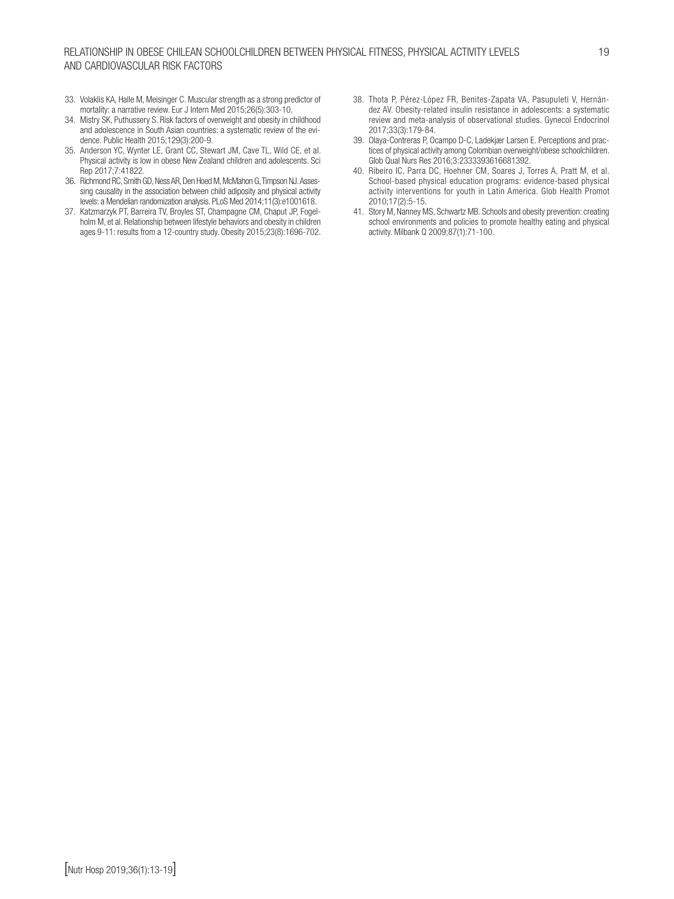33. Volaklis KA, Halle M, Meisinger C. Muscular strength as a strong predictor of mortality: a narrative review. Eur J Intern Med 2015;26(5):303-10.
34. Mistry SK, Puthussery S. Risk factors of overweight and obesity in childhood and adolescence in South Asian countries: a systematic review of the evidence. Public Health 2015;129(3):200-9.
35. Anderson YC, Wynter LE, Grant CC, Stewart JM, Cave TL, Wild CE, et al. Physical activity is low in obese New Zealand children and adolescents. Sci Rep 2017;7:41822.
36. Richmond RC, Smith GD, Ness AR, Den Hoed M, McMahon G, Timpson NJ. Assessing causality in the association between child adiposity and physical activity levels: a Mendelian randomization analysis. PLoS Med 2014;11(3):e1001618.
37. Katzmarzyk PT, Barreira TV, Broyles ST, Champagne CM, Chaput JP, Fogelholm M, et al. Relationship between lifestyle behaviors and obesity in children ages 9-11: results from a 12-country study. Obesity 2015;23(8):1696-702.
38. Thota P, Pérez-López FR, Benites-Zapata VA, Pasupuleti V, Hernández AV. Obesity-related insulin resistance in adolescents: a systematic review and meta-analysis of observational studies. Gynecol Endocrinol 2017;33(3):179-84.
39. Olaya-Contreras P, Ocampo D-C, Ladekjær Larsen E. Perceptions and practices of physical activity among Colombian overweight/obese schoolchildren. Glob Qual Nurs Res 2016;3:2333393616681392.
40. Ribeiro IC, Parra DC, Hoehner CM, Soares J, Torres A, Pratt M, et al. School-based physical education programs: evidence-based physical activity interventions for youth in Latin America. Glob Health Promot 2010;17(2):5-15.
41. Story M, Nanney MS, Schwartz MB. Schools and obesity prevention: creating school environments and policies to promote healthy eating and physical activity. Milbank Q 2009;87(1):71-100.